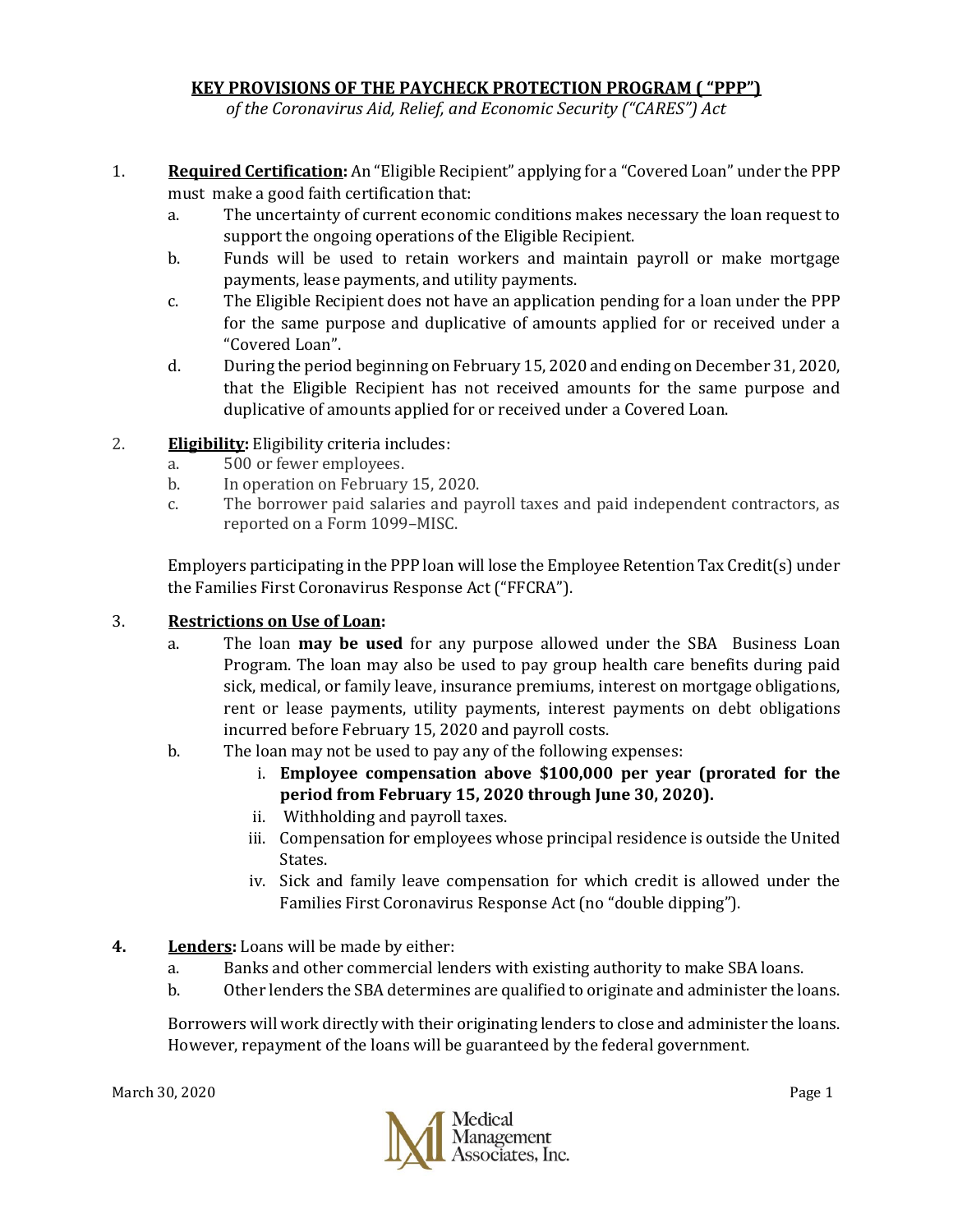# KEY PROVISIONS OF THE PAYCHECK PROTECTION PROGRAM ( "PPP")

*of the Coronavirus Aid, Relief, and Economic Security ("CARES") Act*

1. **Required Certification:** An "Eligible Recipient" applying for a "Covered Loan" under the PPP must make a good faith certification that:
   a. The uncertainty of current economic conditions makes necessary the loan request to support the ongoing operations of the Eligible Recipient.
   b. Funds will be used to retain workers and maintain payroll or make mortgage payments, lease payments, and utility payments.
   c. The Eligible Recipient does not have an application pending for a loan under the PPP for the same purpose and duplicative of amounts applied for or received under a "Covered Loan".
   d. During the period beginning on February 15, 2020 and ending on December 31, 2020, that the Eligible Recipient has not received amounts for the same purpose and duplicative of amounts applied for or received under a Covered Loan.

2. **Eligibility:** Eligibility criteria includes:
   a. 500 or fewer employees.
   b. In operation on February 15, 2020.
   c. The borrower paid salaries and payroll taxes and paid independent contractors, as reported on a Form 1099–MISC.

   Employers participating in the PPP loan will lose the Employee Retention Tax Credit(s) under the Families First Coronavirus Response Act ("FFCRA").

3. **Restrictions on Use of Loan:**
   a. The loan **may be used** for any purpose allowed under the SBA Business Loan Program. The loan may also be used to pay group health care benefits during paid sick, medical, or family leave, insurance premiums, interest on mortgage obligations, rent or lease payments, utility payments, interest payments on debt obligations incurred before February 15, 2020 and payroll costs.
   b. The loan may not be used to pay any of the following expenses:
      i. **Employee compensation above $100,000 per year (prorated for the period from February 15, 2020 through June 30, 2020).**
      ii. Withholding and payroll taxes.
      iii. Compensation for employees whose principal residence is outside the United States.
      iv. Sick and family leave compensation for which credit is allowed under the Families First Coronavirus Response Act (no "double dipping").

4. **Lenders:** Loans will be made by either:
   a. Banks and other commercial lenders with existing authority to make SBA loans.
   b. Other lenders the SBA determines are qualified to originate and administer the loans.

   Borrowers will work directly with their originating lenders to close and administer the loans. However, repayment of the loans will be guaranteed by the federal government.

March 30, 2020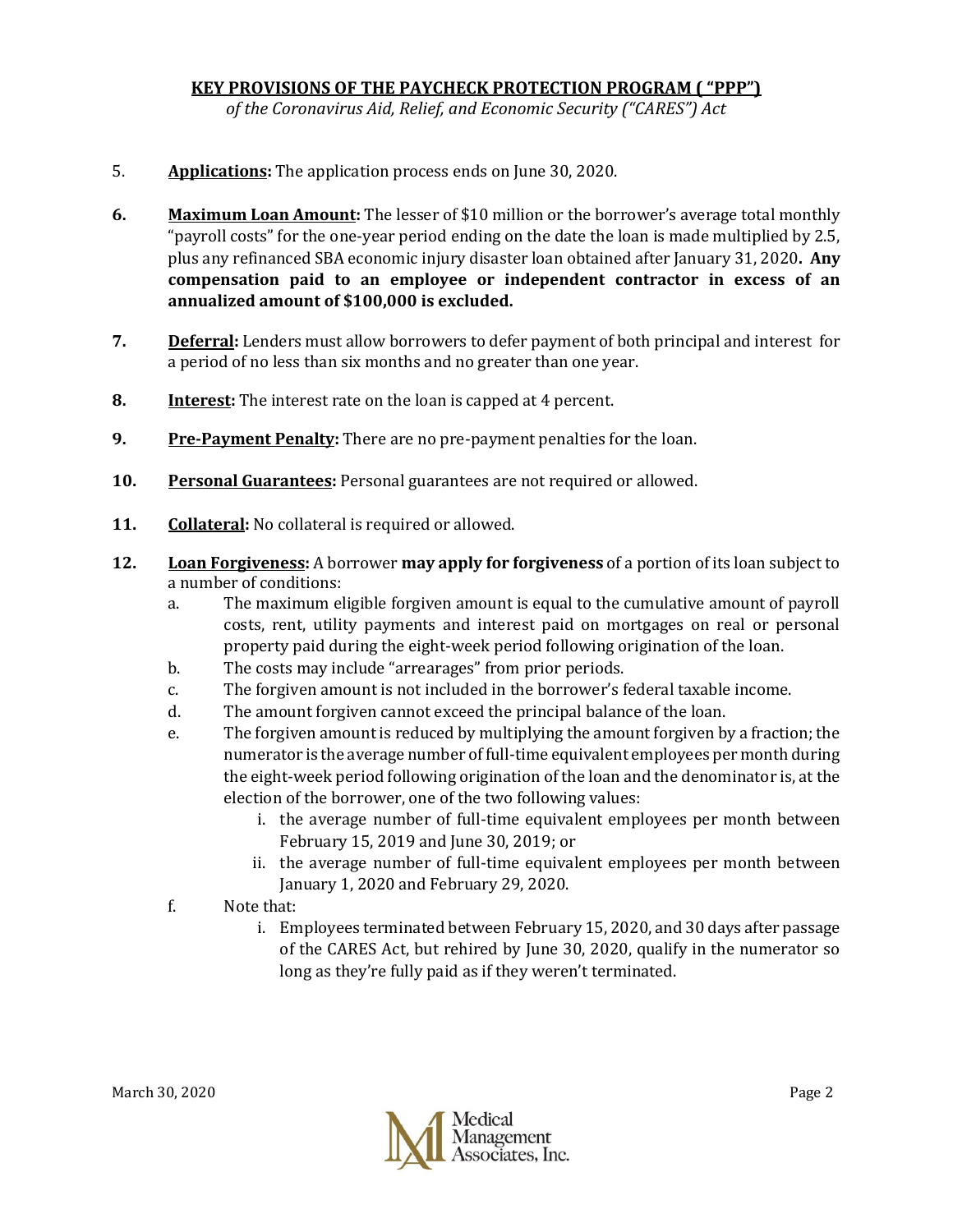**KEY PROVISIONS OF THE PAYCHECK PROTECTION PROGRAM ( "PPP")**

*of the Coronavirus Aid, Relief, and Economic Security ("CARES") Act*

5. **Applications:** The application process ends on June 30, 2020.

6. **Maximum Loan Amount:** The lesser of $10 million or the borrower's average total monthly "payroll costs" for the one-year period ending on the date the loan is made multiplied by 2.5, plus any refinanced SBA economic injury disaster loan obtained after January 31, 2020. **Any compensation paid to an employee or independent contractor in excess of an annualized amount of $100,000 is excluded.**

7. **Deferral:** Lenders must allow borrowers to defer payment of both principal and interest for a period of no less than six months and no greater than one year.

8. **Interest:** The interest rate on the loan is capped at 4 percent.

9. **Pre-Payment Penalty:** There are no pre-payment penalties for the loan.

10. **Personal Guarantees:** Personal guarantees are not required or allowed.

11. **Collateral:** No collateral is required or allowed.

12. **Loan Forgiveness:** A borrower **may apply for forgiveness** of a portion of its loan subject to a number of conditions:
    a. The maximum eligible forgiven amount is equal to the cumulative amount of payroll costs, rent, utility payments and interest paid on mortgages on real or personal property paid during the eight-week period following origination of the loan.
    b. The costs may include "arrearages" from prior periods.
    c. The forgiven amount is not included in the borrower's federal taxable income.
    d. The amount forgiven cannot exceed the principal balance of the loan.
    e. The forgiven amount is reduced by multiplying the amount forgiven by a fraction; the numerator is the average number of full-time equivalent employees per month during the eight-week period following origination of the loan and the denominator is, at the election of the borrower, one of the two following values:
        i. the average number of full-time equivalent employees per month between February 15, 2019 and June 30, 2019; or
        ii. the average number of full-time equivalent employees per month between January 1, 2020 and February 29, 2020.
    f. Note that:
        i. Employees terminated between February 15, 2020, and 30 days after passage of the CARES Act, but rehired by June 30, 2020, qualify in the numerator so long as they're fully paid as if they weren't terminated.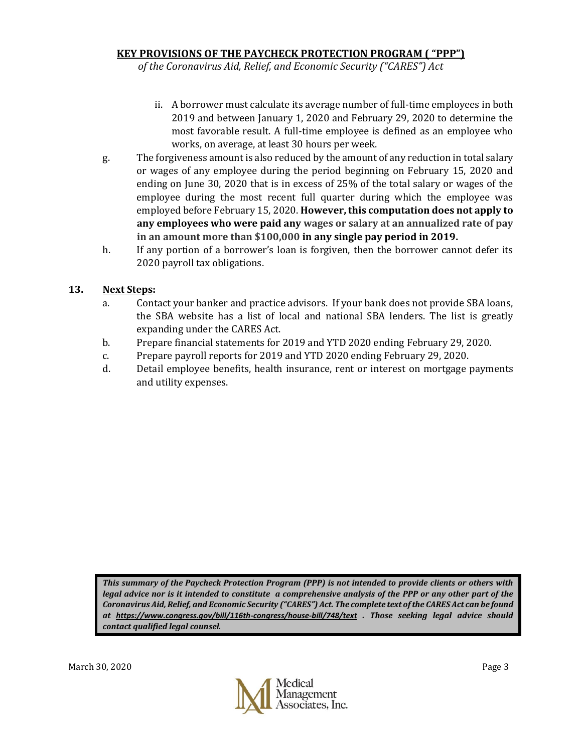ii. A borrower must calculate its average number of full-time employees in both 2019 and between January 1, 2020 and February 29, 2020 to determine the most favorable result. A full-time employee is defined as an employee who works, on average, at least 30 hours per week.

g. The forgiveness amount is also reduced by the amount of any reduction in total salary or wages of any employee during the period beginning on February 15, 2020 and ending on June 30, 2020 that is in excess of 25% of the total salary or wages of the employee during the most recent full quarter during which the employee was employed before February 15, 2020. **However, this computation does not apply to any employees who were paid any wages or salary at an annualized rate of pay in an amount more than $100,000 in any single pay period in 2019.**

h. If any portion of a borrower's loan is forgiven, then the borrower cannot defer its 2020 payroll tax obligations.

**13. Next Steps:**

a. Contact your banker and practice advisors. If your bank does not provide SBA loans, the SBA website has a list of local and national SBA lenders. The list is greatly expanding under the CARES Act.

b. Prepare financial statements for 2019 and YTD 2020 ending February 29, 2020.

c. Prepare payroll reports for 2019 and YTD 2020 ending February 29, 2020.

d. Detail employee benefits, health insurance, rent or interest on mortgage payments and utility expenses.

***This summary of the Paycheck Protection Program (PPP) is not intended to provide clients or others with legal advice nor is it intended to constitute a comprehensive analysis of the PPP or any other part of the Coronavirus Aid, Relief, and Economic Security ("CARES") Act. The complete text of the CARES Act can be found at https://www.congress.gov/bill/116th-congress/house-bill/748/text . Those seeking legal advice should contact qualified legal counsel.***

March 30, 2020

Medical Management Associates, Inc.